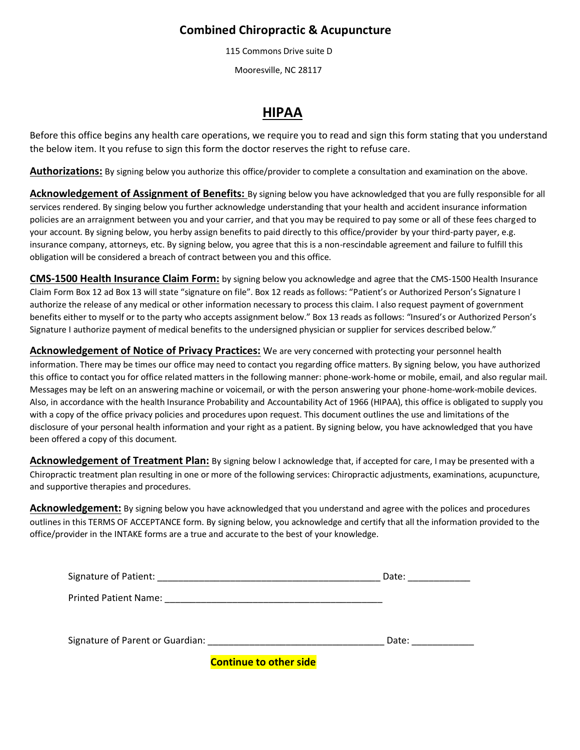# Combined Chiropractic & Acupuncture

115 Commons Drive suite D

Mooresville, NC 28117

## HIPAA

Before this office begins any health care operations, we require you to read and sign this form stating that you understand the below item. It you refuse to sign this form the doctor reserves the right to refuse care.

**Authorizations:** By signing below you authorize this office/provider to complete a consultation and examination on the above.

**Acknowledgement of Assignment of Benefits:** By signing below you have acknowledged that you are fully responsible for all services rendered. By singing below you further acknowledge understanding that your health and accident insurance information policies are an arraignment between you and your carrier, and that you may be required to pay some or all of these fees charged to your account. By signing below, you herby assign benefits to paid directly to this office/provider by your third-party payer, e.g. insurance company, attorneys, etc. By signing below, you agree that this is a non-rescindable agreement and failure to fulfill this obligation will be considered a breach of contract between you and this office.

**CMS-1500 Health Insurance Claim Form:** by signing below you acknowledge and agree that the CMS-1500 Health Insurance Claim Form Box 12 ad Box 13 will state "signature on file". Box 12 reads as follows: "Patient's or Authorized Person's Signature I authorize the release of any medical or other information necessary to process this claim. I also request payment of government benefits either to myself or to the party who accepts assignment below." Box 13 reads as follows: "Insured's or Authorized Person's Signature I authorize payment of medical benefits to the undersigned physician or supplier for services described below."

**Acknowledgement of Notice of Privacy Practices:** We are very concerned with protecting your personnel health information. There may be times our office may need to contact you regarding office matters. By signing below, you have authorized this office to contact you for office related matters in the following manner: phone-work-home or mobile, email, and also regular mail. Messages may be left on an answering machine or voicemail, or with the person answering your phone-home-work-mobile devices. Also, in accordance with the health Insurance Probability and Accountability Act of 1966 (HIPAA), this office is obligated to supply you with a copy of the office privacy policies and procedures upon request. This document outlines the use and limitations of the disclosure of your personal health information and your right as a patient. By signing below, you have acknowledged that you have been offered a copy of this document.

**Acknowledgement of Treatment Plan:** By signing below I acknowledge that, if accepted for care, I may be presented with a Chiropractic treatment plan resulting in one or more of the following services: Chiropractic adjustments, examinations, acupuncture, and supportive therapies and procedures.

**Acknowledgement:** By signing below you have acknowledged that you understand and agree with the polices and procedures outlines in this TERMS OF ACCEPTANCE form. By signing below, you acknowledge and certify that all the information provided to the office/provider in the INTAKE forms are a true and accurate to the best of your knowledge.

Signature of Patient: ____________________________________________ Date: ____________

Printed Patient Name: ____________________________________________

Signature of Parent or Guardian: ___________________________________ Date: ____________

**Continue to other side**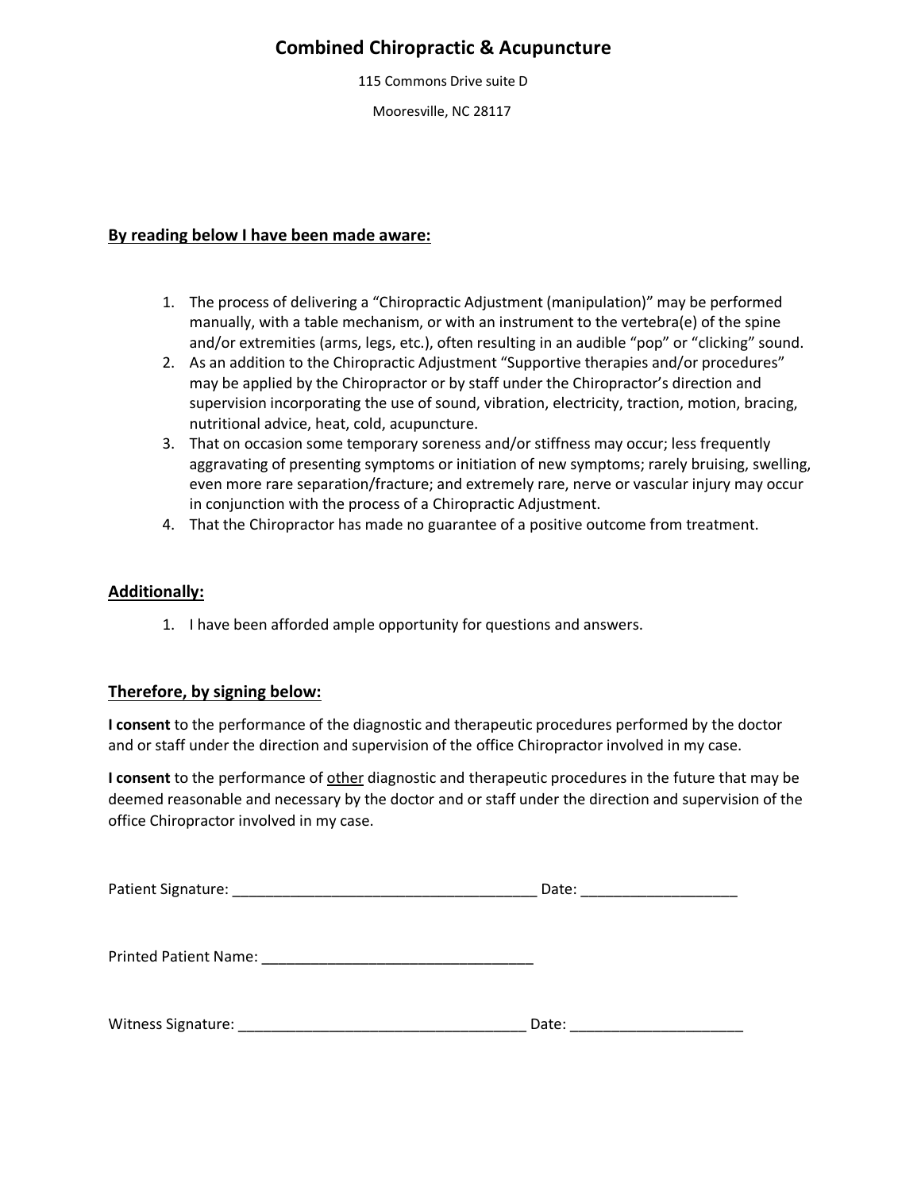# Combined Chiropractic & Acupuncture

115 Commons Drive suite D

Mooresville, NC 28117

**By reading below I have been made aware:**

1. The process of delivering a "Chiropractic Adjustment (manipulation)" may be performed manually, with a table mechanism, or with an instrument to the vertebra(e) of the spine and/or extremities (arms, legs, etc.), often resulting in an audible "pop" or "clicking" sound.
2. As an addition to the Chiropractic Adjustment "Supportive therapies and/or procedures" may be applied by the Chiropractor or by staff under the Chiropractor's direction and supervision incorporating the use of sound, vibration, electricity, traction, motion, bracing, nutritional advice, heat, cold, acupuncture.
3. That on occasion some temporary soreness and/or stiffness may occur; less frequently aggravating of presenting symptoms or initiation of new symptoms; rarely bruising, swelling, even more rare separation/fracture; and extremely rare, nerve or vascular injury may occur in conjunction with the process of a Chiropractic Adjustment.
4. That the Chiropractor has made no guarantee of a positive outcome from treatment.

**Additionally:**

1. I have been afforded ample opportunity for questions and answers.

**Therefore, by signing below:**

**I consent** to the performance of the diagnostic and therapeutic procedures performed by the doctor and or staff under the direction and supervision of the office Chiropractor involved in my case.

**I consent** to the performance of other diagnostic and therapeutic procedures in the future that may be deemed reasonable and necessary by the doctor and or staff under the direction and supervision of the office Chiropractor involved in my case.

Patient Signature: ____________________________________ Date: __________________

Printed Patient Name: ________________________________

Witness Signature: __________________________________ Date: ____________________